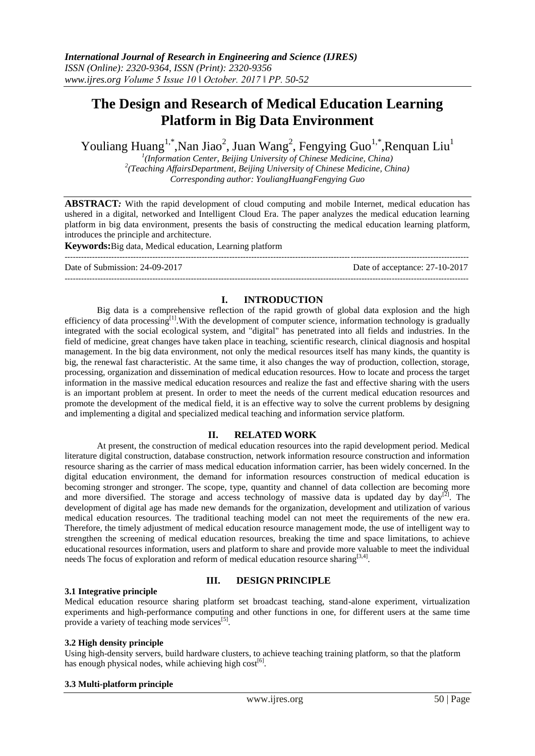# The Design and Research of Medical Education Learning Platform in Big Data Environment

Youliang Huang[1,*],Nan Jiao[2], Juan Wang[2], Fengying Guo[1,*],Renquan Liu[1]

[1](Information Center, Beijing University of Chinese Medicine, China)
[2](Teaching AffairsDepartment, Beijing University of Chinese Medicine, China)
Corresponding author: YouliangHuangFengying Guo

**ABSTRACT:** With the rapid development of cloud computing and mobile Internet, medical education has ushered in a digital, networked and Intelligent Cloud Era. The paper analyzes the medical education learning platform in big data environment, presents the basis of constructing the medical education learning platform, introduces the principle and architecture.

**Keywords:**Big data, Medical education, Learning platform

Date of Submission: 24-09-2017 Date of acceptance: 27-10-2017

## I. INTRODUCTION

Big data is a comprehensive reflection of the rapid growth of global data explosion and the high efficiency of data processing[1].With the development of computer science, information technology is gradually integrated with the social ecological system, and "digital" has penetrated into all fields and industries. In the field of medicine, great changes have taken place in teaching, scientific research, clinical diagnosis and hospital management. In the big data environment, not only the medical resources itself has many kinds, the quantity is big, the renewal fast characteristic. At the same time, it also changes the way of production, collection, storage, processing, organization and dissemination of medical education resources. How to locate and process the target information in the massive medical education resources and realize the fast and effective sharing with the users is an important problem at present. In order to meet the needs of the current medical education resources and promote the development of the medical field, it is an effective way to solve the current problems by designing and implementing a digital and specialized medical teaching and information service platform.

## II. RELATED WORK

At present, the construction of medical education resources into the rapid development period. Medical literature digital construction, database construction, network information resource construction and information resource sharing as the carrier of mass medical education information carrier, has been widely concerned. In the digital education environment, the demand for information resources construction of medical education is becoming stronger and stronger. The scope, type, quantity and channel of data collection are becoming more and more diversified. The storage and access technology of massive data is updated day by day[2]. The development of digital age has made new demands for the organization, development and utilization of various medical education resources. The traditional teaching model can not meet the requirements of the new era. Therefore, the timely adjustment of medical education resource management mode, the use of intelligent way to strengthen the screening of medical education resources, breaking the time and space limitations, to achieve educational resources information, users and platform to share and provide more valuable to meet the individual needs The focus of exploration and reform of medical education resource sharing[3,4].

## III. DESIGN PRINCIPLE

### 3.1 Integrative principle

Medical education resource sharing platform set broadcast teaching, stand-alone experiment, virtualization experiments and high-performance computing and other functions in one, for different users at the same time provide a variety of teaching mode services[5].

### 3.2 High density principle

Using high-density servers, build hardware clusters, to achieve teaching training platform, so that the platform has enough physical nodes, while achieving high cost[6].

### 3.3 Multi-platform principle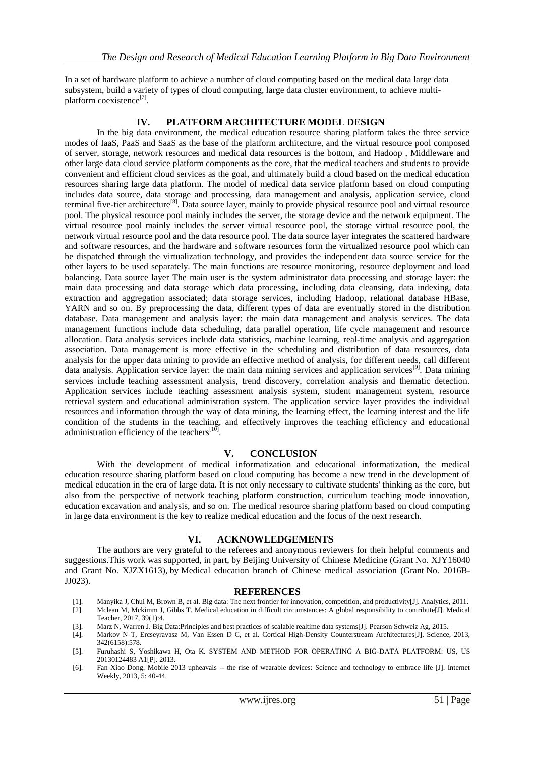In a set of hardware platform to achieve a number of cloud computing based on the medical data large data subsystem, build a variety of types of cloud computing, large data cluster environment, to achieve multi-platform coexistence[7].

## IV. PLATFORM ARCHITECTURE MODEL DESIGN

In the big data environment, the medical education resource sharing platform takes the three service modes of IaaS, PaaS and SaaS as the base of the platform architecture, and the virtual resource pool composed of server, storage, network resources and medical data resources is the bottom, and Hadoop , Middleware and other large data cloud service platform components as the core, that the medical teachers and students to provide convenient and efficient cloud services as the goal, and ultimately build a cloud based on the medical education resources sharing large data platform. The model of medical data service platform based on cloud computing includes data source, data storage and processing, data management and analysis, application service, cloud terminal five-tier architecture[8]. Data source layer, mainly to provide physical resource pool and virtual resource pool. The physical resource pool mainly includes the server, the storage device and the network equipment. The virtual resource pool mainly includes the server virtual resource pool, the storage virtual resource pool, the network virtual resource pool and the data resource pool. The data source layer integrates the scattered hardware and software resources, and the hardware and software resources form the virtualized resource pool which can be dispatched through the virtualization technology, and provides the independent data source service for the other layers to be used separately. The main functions are resource monitoring, resource deployment and load balancing. Data source layer The main user is the system administrator data processing and storage layer: the main data processing and data storage which data processing, including data cleansing, data indexing, data extraction and aggregation associated; data storage services, including Hadoop, relational database HBase, YARN and so on. By preprocessing the data, different types of data are eventually stored in the distribution database. Data management and analysis layer: the main data management and analysis services. The data management functions include data scheduling, data parallel operation, life cycle management and resource allocation. Data analysis services include data statistics, machine learning, real-time analysis and aggregation association. Data management is more effective in the scheduling and distribution of data resources, data analysis for the upper data mining to provide an effective method of analysis, for different needs, call different data analysis. Application service layer: the main data mining services and application services[9]. Data mining services include teaching assessment analysis, trend discovery, correlation analysis and thematic detection. Application services include teaching assessment analysis system, student management system, resource retrieval system and educational administration system. The application service layer provides the individual resources and information through the way of data mining, the learning effect, the learning interest and the life condition of the students in the teaching, and effectively improves the teaching efficiency and educational administration efficiency of the teachers[10].

## V. CONCLUSION

With the development of medical informatization and educational informatization, the medical education resource sharing platform based on cloud computing has become a new trend in the development of medical education in the era of large data. It is not only necessary to cultivate students' thinking as the core, but also from the perspective of network teaching platform construction, curriculum teaching mode innovation, education excavation and analysis, and so on. The medical resource sharing platform based on cloud computing in large data environment is the key to realize medical education and the focus of the next research.

## VI. ACKNOWLEDGEMENTS

The authors are very grateful to the referees and anonymous reviewers for their helpful comments and suggestions.This work was supported, in part, by Beijing University of Chinese Medicine (Grant No. XJY16040 and Grant No. XJZX1613), by Medical education branch of Chinese medical association (Grant No. 2016B-JJ023).

## REFERENCES

[1]. Manyika J, Chui M, Brown B, et al. Big data: The next frontier for innovation, competition, and productivity[J]. Analytics, 2011.

[2]. Mclean M, Mckimm J, Gibbs T. Medical education in difficult circumstances: A global responsibility to contribute[J]. Medical Teacher, 2017, 39(1):4.

[3]. Marz N, Warren J. Big Data:Principles and best practices of scalable realtime data systems[J]. Pearson Schweiz Ag, 2015.

[4]. Markov N T, Ercseyravasz M, Van Essen D C, et al. Cortical High-Density Counterstream Architectures[J]. Science, 2013, 342(6158):578.

[5]. Furuhashi S, Yoshikawa H, Ota K. SYSTEM AND METHOD FOR OPERATING A BIG-DATA PLATFORM: US, US 20130124483 A1[P]. 2013.

[6]. Fan Xiao Dong. Mobile 2013 upheavals -- the rise of wearable devices: Science and technology to embrace life [J]. Internet Weekly, 2013, 5: 40-44.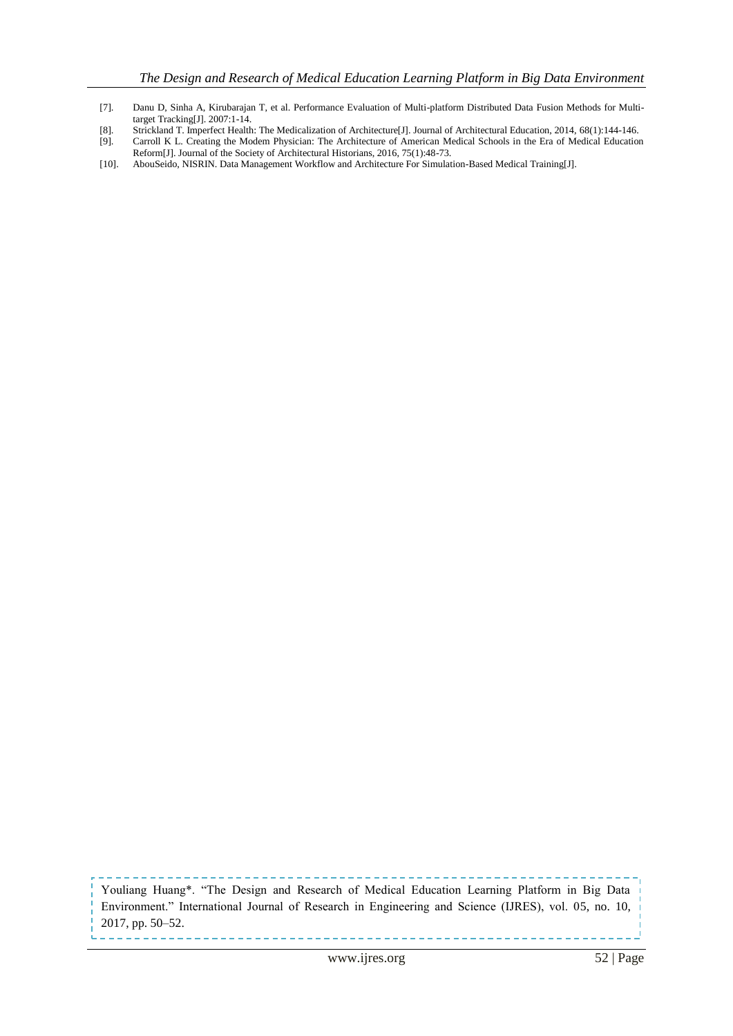[7]. Danu D, Sinha A, Kirubarajan T, et al. Performance Evaluation of Multi-platform Distributed Data Fusion Methods for Multi-target Tracking[J]. 2007:1-14.

[8]. Strickland T. Imperfect Health: The Medicalization of Architecture[J]. Journal of Architectural Education, 2014, 68(1):144-146.

[9]. Carroll K L. Creating the Modem Physician: The Architecture of American Medical Schools in the Era of Medical Education Reform[J]. Journal of the Society of Architectural Historians, 2016, 75(1):48-73.

[10]. AbouSeido, NISRIN. Data Management Workflow and Architecture For Simulation-Based Medical Training[J].

Youliang Huang*. "The Design and Research of Medical Education Learning Platform in Big Data Environment." International Journal of Research in Engineering and Science (IJRES), vol. 05, no. 10, 2017, pp. 50–52.